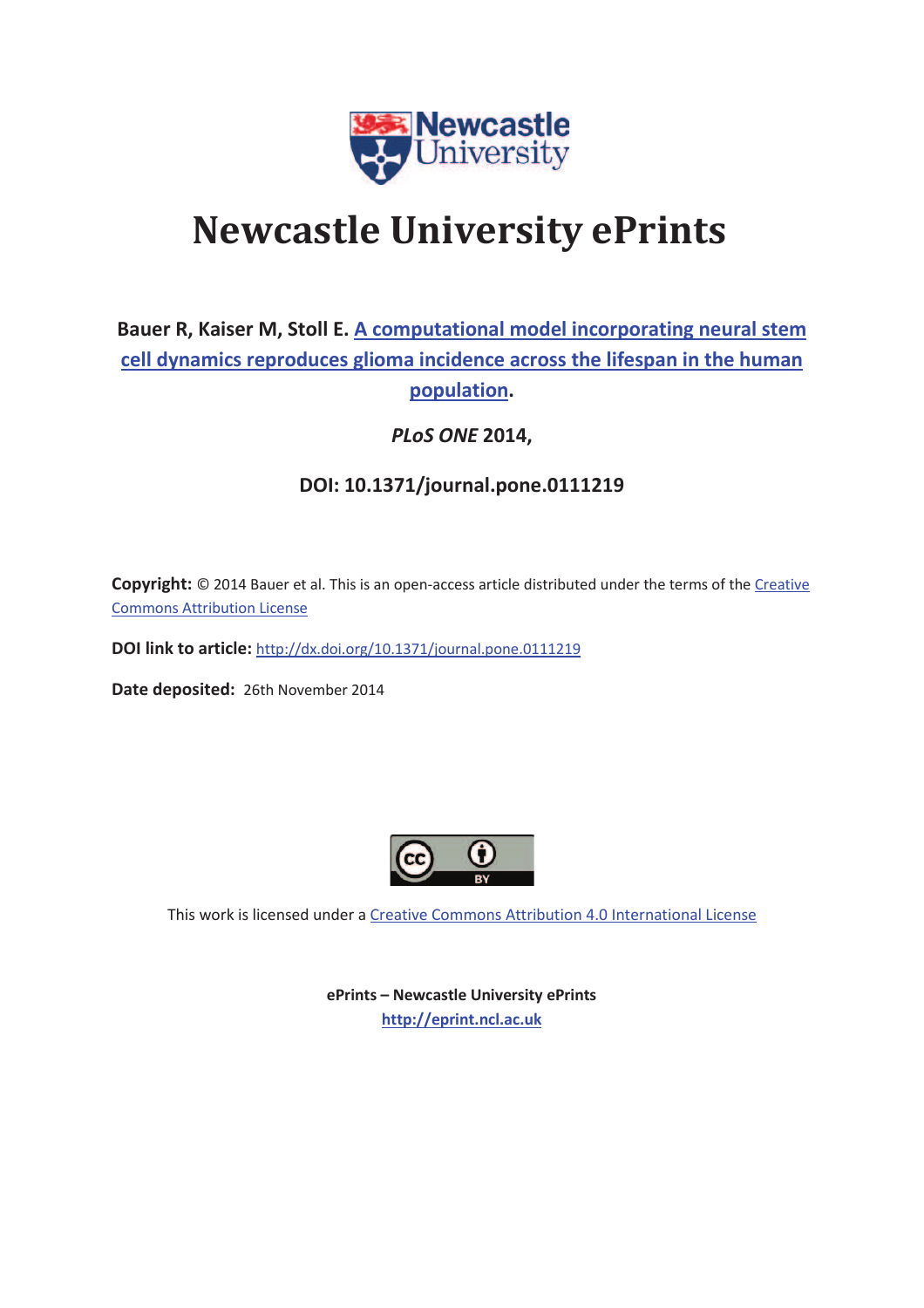# Newcastle University ePrints

**Bauer R, Kaiser M, Stoll E. A computational model incorporating neural stem cell dynamics reproduces glioma incidence across the lifespan in the human population.**

***PLoS ONE* 2014,**

**DOI: 10.1371/journal.pone.0111219**

**Copyright:** © 2014 Bauer et al. This is an open-access article distributed under the terms of the Creative Commons Attribution License

**DOI link to article:** http://dx.doi.org/10.1371/journal.pone.0111219

**Date deposited:** 26th November 2014

This work is licensed under a Creative Commons Attribution 4.0 International License

**ePrints – Newcastle University ePrints**
**http://eprint.ncl.ac.uk**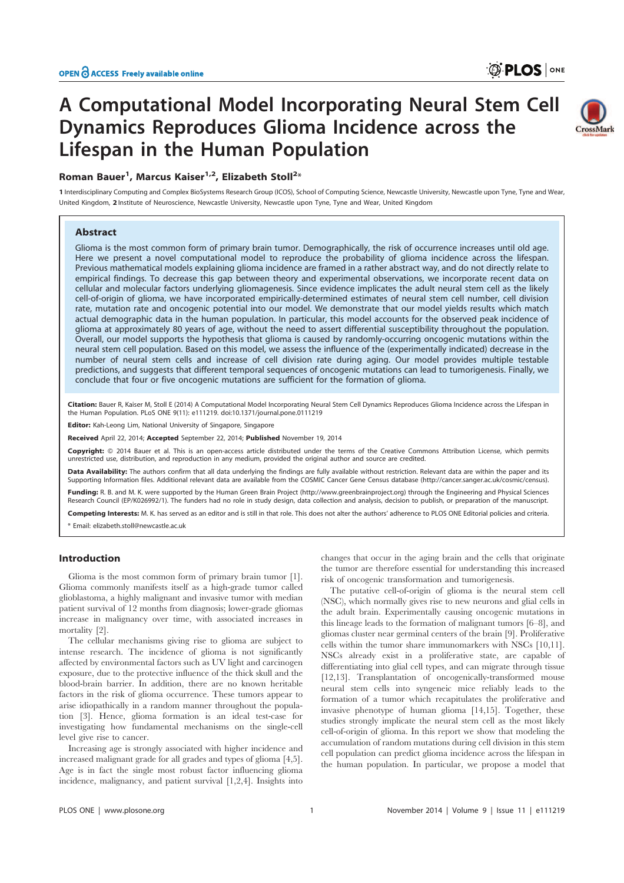OPEN ACCESS Freely available online

# A Computational Model Incorporating Neural Stem Cell Dynamics Reproduces Glioma Incidence across the Lifespan in the Human Population

**Roman Bauer[1], Marcus Kaiser[1,2], Elizabeth Stoll[2]***

**1** Interdisciplinary Computing and Complex BioSystems Research Group (ICOS), School of Computing Science, Newcastle University, Newcastle upon Tyne, Tyne and Wear, United Kingdom, **2** Institute of Neuroscience, Newcastle University, Newcastle upon Tyne, Tyne and Wear, United Kingdom

## Abstract

Glioma is the most common form of primary brain tumor. Demographically, the risk of occurrence increases until old age. Here we present a novel computational model to reproduce the probability of glioma incidence across the lifespan. Previous mathematical models explaining glioma incidence are framed in a rather abstract way, and do not directly relate to empirical findings. To decrease this gap between theory and experimental observations, we incorporate recent data on cellular and molecular factors underlying gliomagenesis. Since evidence implicates the adult neural stem cell as the likely cell-of-origin of glioma, we have incorporated empirically-determined estimates of neural stem cell number, cell division rate, mutation rate and oncogenic potential into our model. We demonstrate that our model yields results which match actual demographic data in the human population. In particular, this model accounts for the observed peak incidence of glioma at approximately 80 years of age, without the need to assert differential susceptibility throughout the population. Overall, our model supports the hypothesis that glioma is caused by randomly-occurring oncogenic mutations within the neural stem cell population. Based on this model, we assess the influence of the (experimentally indicated) decrease in the number of neural stem cells and increase of cell division rate during aging. Our model provides multiple testable predictions, and suggests that different temporal sequences of oncogenic mutations can lead to tumorigenesis. Finally, we conclude that four or five oncogenic mutations are sufficient for the formation of glioma.

**Citation:** Bauer R, Kaiser M, Stoll E (2014) A Computational Model Incorporating Neural Stem Cell Dynamics Reproduces Glioma Incidence across the Lifespan in the Human Population. PLoS ONE 9(11): e111219. doi:10.1371/journal.pone.0111219

**Editor:** Kah-Leong Lim, National University of Singapore, Singapore

**Received** April 22, 2014; **Accepted** September 22, 2014; **Published** November 19, 2014

**Copyright:** © 2014 Bauer et al. This is an open-access article distributed under the terms of the Creative Commons Attribution License, which permits unrestricted use, distribution, and reproduction in any medium, provided the original author and source are credited.

**Data Availability:** The authors confirm that all data underlying the findings are fully available without restriction. Relevant data are within the paper and its Supporting Information files. Additional relevant data are available from the COSMIC Cancer Gene Census database (http://cancer.sanger.ac.uk/cosmic/census).

**Funding:** R. B. and M. K. were supported by the Human Green Brain Project (http://www.greenbrainproject.org) through the Engineering and Physical Sciences Research Council (EP/K026992/1). The funders had no role in study design, data collection and analysis, decision to publish, or preparation of the manuscript.

**Competing Interests:** M. K. has served as an editor and is still in that role. This does not alter the authors' adherence to PLOS ONE Editorial policies and criteria.

* Email: elizabeth.stoll@newcastle.ac.uk

## Introduction

Glioma is the most common form of primary brain tumor [1]. Glioma commonly manifests itself as a high-grade tumor called glioblastoma, a highly malignant and invasive tumor with median patient survival of 12 months from diagnosis; lower-grade gliomas increase in malignancy over time, with associated increases in mortality [2].

The cellular mechanisms giving rise to glioma are subject to intense research. The incidence of glioma is not significantly affected by environmental factors such as UV light and carcinogen exposure, due to the protective influence of the thick skull and the blood-brain barrier. In addition, there are no known heritable factors in the risk of glioma occurrence. These tumors appear to arise idiopathically in a random manner throughout the population [3]. Hence, glioma formation is an ideal test-case for investigating how fundamental mechanisms on the single-cell level give rise to cancer.

Increasing age is strongly associated with higher incidence and increased malignant grade for all grades and types of glioma [4,5]. Age is in fact the single most robust factor influencing glioma incidence, malignancy, and patient survival [1,2,4]. Insights into changes that occur in the aging brain and the cells that originate the tumor are therefore essential for understanding this increased risk of oncogenic transformation and tumorigenesis.

The putative cell-of-origin of glioma is the neural stem cell (NSC), which normally gives rise to new neurons and glial cells in the adult brain. Experimentally causing oncogenic mutations in this lineage leads to the formation of malignant tumors [6–8], and gliomas cluster near germinal centers of the brain [9]. Proliferative cells within the tumor share immunomarkers with NSCs [10,11]. NSCs already exist in a proliferative state, are capable of differentiating into glial cell types, and can migrate through tissue [12,13]. Transplantation of oncogenically-transformed mouse neural stem cells into syngeneic mice reliably leads to the formation of a tumor which recapitulates the proliferative and invasive phenotype of human glioma [14,15]. Together, these studies strongly implicate the neural stem cell as the most likely cell-of-origin of glioma. In this report we show that modeling the accumulation of random mutations during cell division in this stem cell population can predict glioma incidence across the lifespan in the human population. In particular, we propose a model that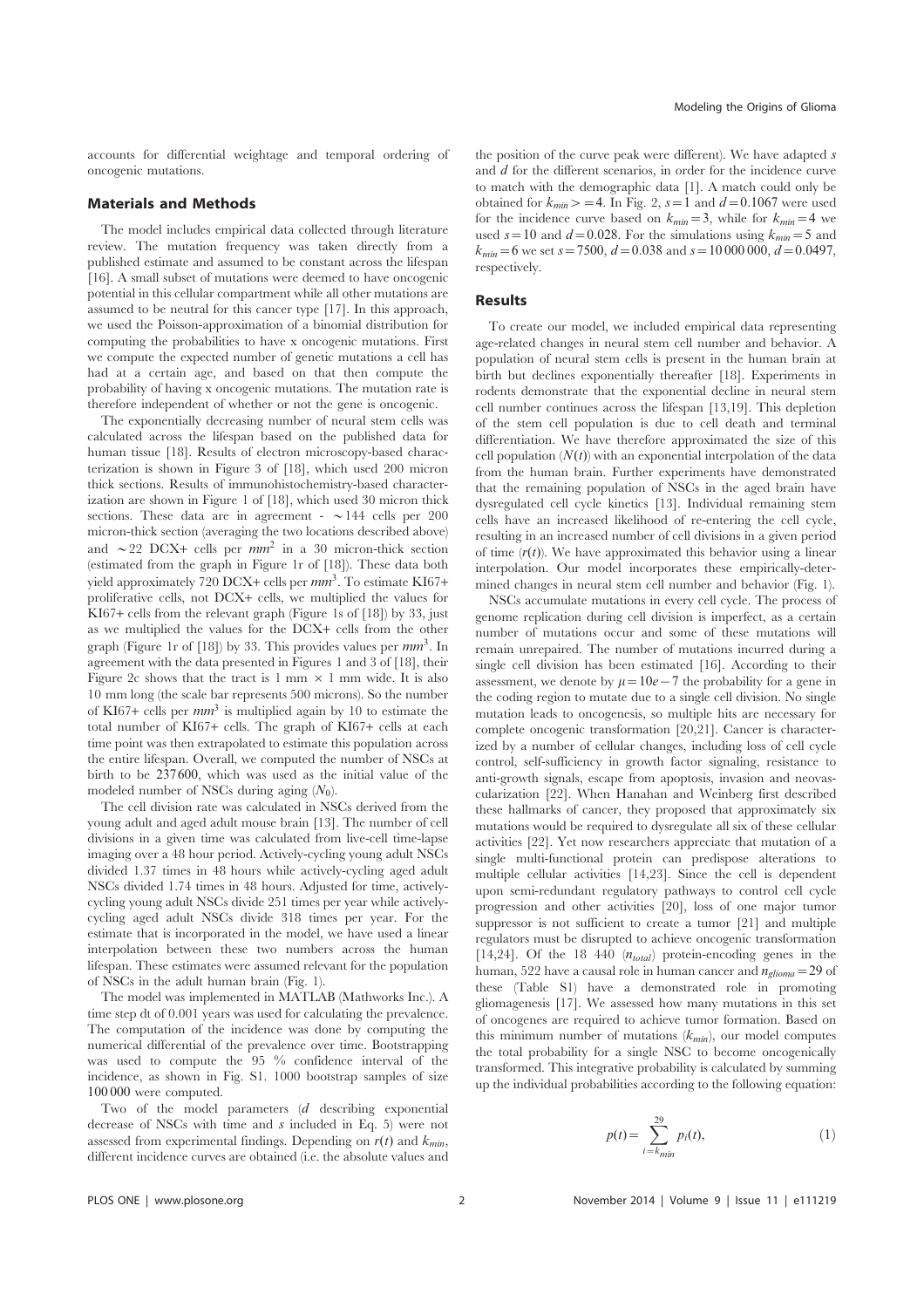accounts for differential weightage and temporal ordering of oncogenic mutations.

## Materials and Methods

The model includes empirical data collected through literature review. The mutation frequency was taken directly from a published estimate and assumed to be constant across the lifespan [16]. A small subset of mutations were deemed to have oncogenic potential in this cellular compartment while all other mutations are assumed to be neutral for this cancer type [17]. In this approach, we used the Poisson-approximation of a binomial distribution for computing the probabilities to have x oncogenic mutations. First we compute the expected number of genetic mutations a cell has had at a certain age, and based on that then compute the probability of having x oncogenic mutations. The mutation rate is therefore independent of whether or not the gene is oncogenic.

The exponentially decreasing number of neural stem cells was calculated across the lifespan based on the published data for human tissue [18]. Results of electron microscopy-based characterization is shown in Figure 3 of [18], which used 200 micron thick sections. Results of immunohistochemistry-based characterization are shown in Figure 1 of [18], which used 30 micron thick sections. These data are in agreement - $\sim 144$ cells per 200 micron-thick section (averaging the two locations described above) and $\sim 22$ DCX+ cells per $mm^2$ in a 30 micron-thick section (estimated from the graph in Figure 1r of [18]). These data both yield approximately 720 DCX+ cells per $mm^3$. To estimate KI67+ proliferative cells, not DCX+ cells, we multiplied the values for KI67+ cells from the relevant graph (Figure 1s of [18]) by 33, just as we multiplied the values for the DCX+ cells from the other graph (Figure 1r of [18]) by 33. This provides values per $mm^3$. In agreement with the data presented in Figures 1 and 3 of [18], their Figure 2c shows that the tract is 1 mm $\times$ 1 mm wide. It is also 10 mm long (the scale bar represents 500 microns). So the number of KI67+ cells per $mm^3$ is multiplied again by 10 to estimate the total number of KI67+ cells. The graph of KI67+ cells at each time point was then extrapolated to estimate this population across the entire lifespan. Overall, we computed the number of NSCs at birth to be 237600, which was used as the initial value of the modeled number of NSCs during aging ($N_0$).

The cell division rate was calculated in NSCs derived from the young adult and aged adult mouse brain [13]. The number of cell divisions in a given time was calculated from live-cell time-lapse imaging over a 48 hour period. Actively-cycling young adult NSCs divided 1.37 times in 48 hours while actively-cycling aged adult NSCs divided 1.74 times in 48 hours. Adjusted for time, actively-cycling young adult NSCs divide 251 times per year while actively-cycling aged adult NSCs divide 318 times per year. For the estimate that is incorporated in the model, we have used a linear interpolation between these two numbers across the human lifespan. These estimates were assumed relevant for the population of NSCs in the adult human brain (Fig. 1).

The model was implemented in MATLAB (Mathworks Inc.). A time step dt of 0.001 years was used for calculating the prevalence. The computation of the incidence was done by computing the numerical differential of the prevalence over time. Bootstrapping was used to compute the 95 % confidence interval of the incidence, as shown in Fig. S1. 1000 bootstrap samples of size 100 000 were computed.

Two of the model parameters ($d$ describing exponential decrease of NSCs with time and $s$ included in Eq. 5) were not assessed from experimental findings. Depending on $r(t)$ and $k_{min}$, different incidence curves are obtained (i.e. the absolute values and the position of the curve peak were different). We have adapted $s$ and $d$ for the different scenarios, in order for the incidence curve to match with the demographic data [1]. A match could only be obtained for $k_{min} >= 4$. In Fig. 2, $s = 1$ and $d = 0.1067$ were used for the incidence curve based on $k_{min} = 3$, while for $k_{min} = 4$ we used $s = 10$ and $d = 0.028$. For the simulations using $k_{min} = 5$ and $k_{min} = 6$ we set $s = 7500$, $d = 0.038$ and $s = 10\,000\,000$, $d = 0.0497$, respectively.

## Results

To create our model, we included empirical data representing age-related changes in neural stem cell number and behavior. A population of neural stem cells is present in the human brain at birth but declines exponentially thereafter [18]. Experiments in rodents demonstrate that the exponential decline in neural stem cell number continues across the lifespan [13,19]. This depletion of the stem cell population is due to cell death and terminal differentiation. We have therefore approximated the size of this cell population ($N(t)$) with an exponential interpolation of the data from the human brain. Further experiments have demonstrated that the remaining population of NSCs in the aged brain have dysregulated cell cycle kinetics [13]. Individual remaining stem cells have an increased likelihood of re-entering the cell cycle, resulting in an increased number of cell divisions in a given period of time ($r(t)$). We have approximated this behavior using a linear interpolation. Our model incorporates these empirically-determined changes in neural stem cell number and behavior (Fig. 1).

NSCs accumulate mutations in every cell cycle. The process of genome replication during cell division is imperfect, as a certain number of mutations occur and some of these mutations will remain unrepaired. The number of mutations incurred during a single cell division has been estimated [16]. According to their assessment, we denote by $\mu = 10e-7$ the probability for a gene in the coding region to mutate due to a single cell division. No single mutation leads to oncogenesis, so multiple hits are necessary for complete oncogenic transformation [20,21]. Cancer is characterized by a number of cellular changes, including loss of cell cycle control, self-sufficiency in growth factor signaling, resistance to anti-growth signals, escape from apoptosis, invasion and neovascularization [22]. When Hanahan and Weinberg first described these hallmarks of cancer, they proposed that approximately six mutations would be required to dysregulate all six of these cellular activities [22]. Yet now researchers appreciate that mutation of a single multi-functional protein can predispose alterations to multiple cellular activities [14,23]. Since the cell is dependent upon semi-redundant regulatory pathways to control cell cycle progression and other activities [20], loss of one major tumor suppressor is not sufficient to create a tumor [21] and multiple regulators must be disrupted to achieve oncogenic transformation [14,24]. Of the 18 440 ($n_{total}$) protein-encoding genes in the human, 522 have a causal role in human cancer and $n_{glioma} = 29$ of these (Table S1) have a demonstrated role in promoting gliomagenesis [17]. We assessed how many mutations in this set of oncogenes are required to achieve tumor formation. Based on this minimum number of mutations ($k_{min}$), our model computes the total probability for a single NSC to become oncogenically transformed. This integrative probability is calculated by summing up the individual probabilities according to the following equation:

$$p(t) = \sum_{i=k_{min}}^{29} p_i(t), \tag{1}$$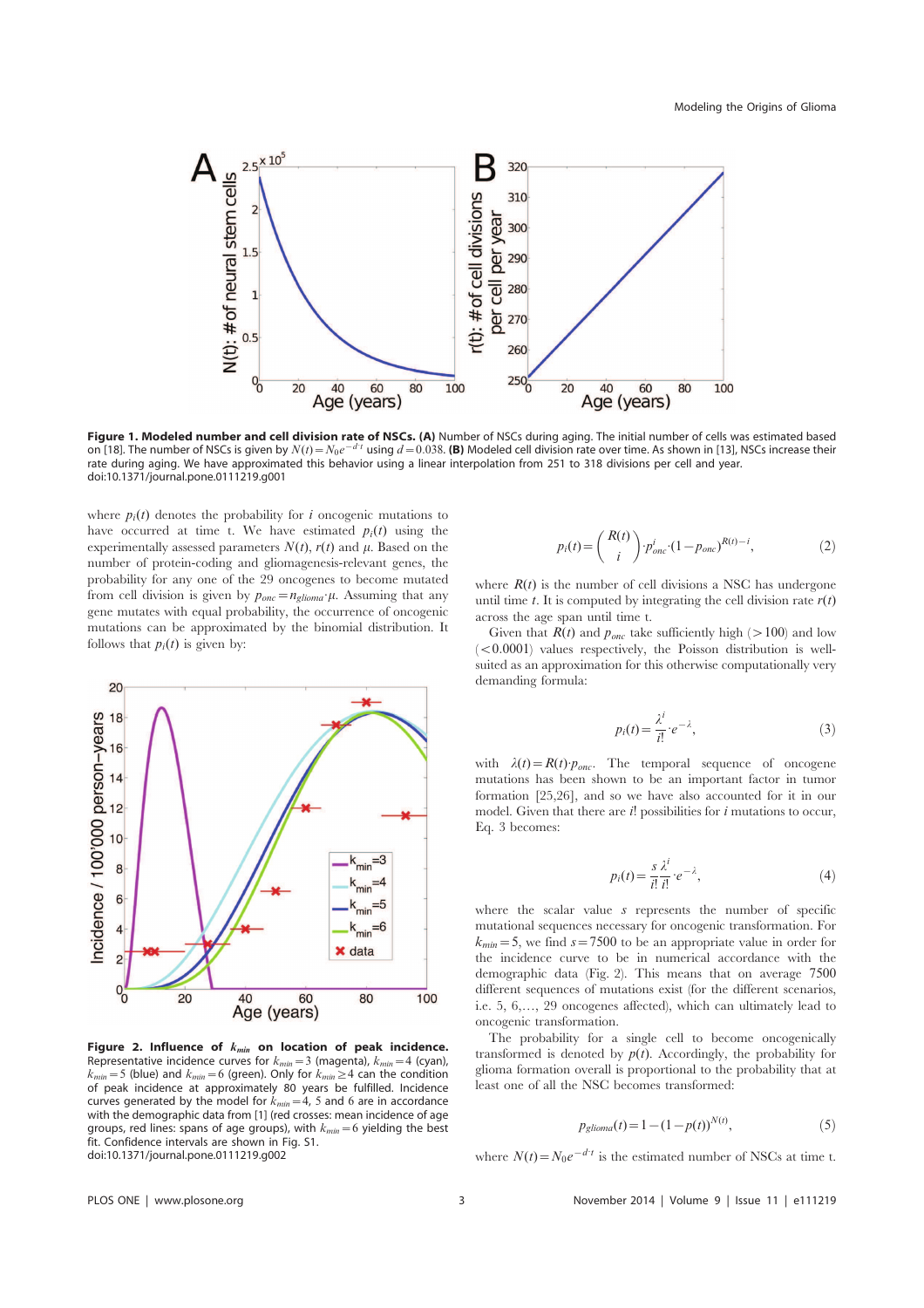**Figure 1. Modeled number and cell division rate of NSCs. (A)** Number of NSCs during aging. The initial number of cells was estimated based on [18]. The number of NSCs is given by $N(t) = N_0 e^{-d \cdot t}$ using $d = 0.038$. **(B)** Modeled cell division rate over time. As shown in [13], NSCs increase their rate during aging. We have approximated this behavior using a linear interpolation from 251 to 318 divisions per cell and year.
doi:10.1371/journal.pone.0111219.g001

where $p_i(t)$ denotes the probability for $i$ oncogenic mutations to have occurred at time t. We have estimated $p_i(t)$ using the experimentally assessed parameters $N(t)$, $r(t)$ and $\mu$. Based on the number of protein-coding and gliomagenesis-relevant genes, the probability for any one of the 29 oncogenes to become mutated from cell division is given by $p_{onc} = n_{glioma} \cdot \mu$. Assuming that any gene mutates with equal probability, the occurrence of oncogenic mutations can be approximated by the binomial distribution. It follows that $p_i(t)$ is given by:

$$p_i(t) = \binom{R(t)}{i} \cdot p_{onc}^i \cdot (1 - p_{onc})^{R(t) - i}, \tag{2}$$

where $R(t)$ is the number of cell divisions a NSC has undergone until time $t$. It is computed by integrating the cell division rate $r(t)$ across the age span until time t.

Given that $R(t)$ and $p_{onc}$ take sufficiently high ($>100$) and low ($<0.0001$) values respectively, the Poisson distribution is well-suited as an approximation for this otherwise computationally very demanding formula:

$$p_i(t) = \frac{\lambda^i}{i!} \cdot e^{-\lambda}, \tag{3}$$

with $\lambda(t) = R(t) \cdot p_{onc}$. The temporal sequence of oncogene mutations has been shown to be an important factor in tumor formation [25,26], and so we have also accounted for it in our model. Given that there are $i!$ possibilities for $i$ mutations to occur, Eq. 3 becomes:

$$p_i(t) = \frac{s}{i!} \frac{\lambda^i}{i!} \cdot e^{-\lambda}, \tag{4}$$

where the scalar value $s$ represents the number of specific mutational sequences necessary for oncogenic transformation. For $k_{min} = 5$, we find $s = 7500$ to be an appropriate value in order for the incidence curve to be in numerical accordance with the demographic data (Fig. 2). This means that on average 7500 different sequences of mutations exist (for the different scenarios, i.e. 5, 6,..., 29 oncogenes affected), which can ultimately lead to oncogenic transformation.

The probability for a single cell to become oncogenically transformed is denoted by $p(t)$. Accordingly, the probability for glioma formation overall is proportional to the probability that at least one of all the NSC becomes transformed:

$$p_{glioma}(t) = 1 - (1 - p(t))^{N(t)}, \tag{5}$$

where $N(t) = N_0 e^{-d \cdot t}$ is the estimated number of NSCs at time t.

**Figure 2. Influence of $k_{min}$ on location of peak incidence.** Representative incidence curves for $k_{min} = 3$ (magenta), $k_{min} = 4$ (cyan), $k_{min} = 5$ (blue) and $k_{min} = 6$ (green). Only for $k_{min} \geq 4$ can the condition of peak incidence at approximately 80 years be fulfilled. Incidence curves generated by the model for $k_{min} = 4$, 5 and 6 are in accordance with the demographic data from [1] (red crosses: mean incidence of age groups, red lines: spans of age groups), with $k_{min} = 6$ yielding the best fit. Confidence intervals are shown in Fig. S1.
doi:10.1371/journal.pone.0111219.g002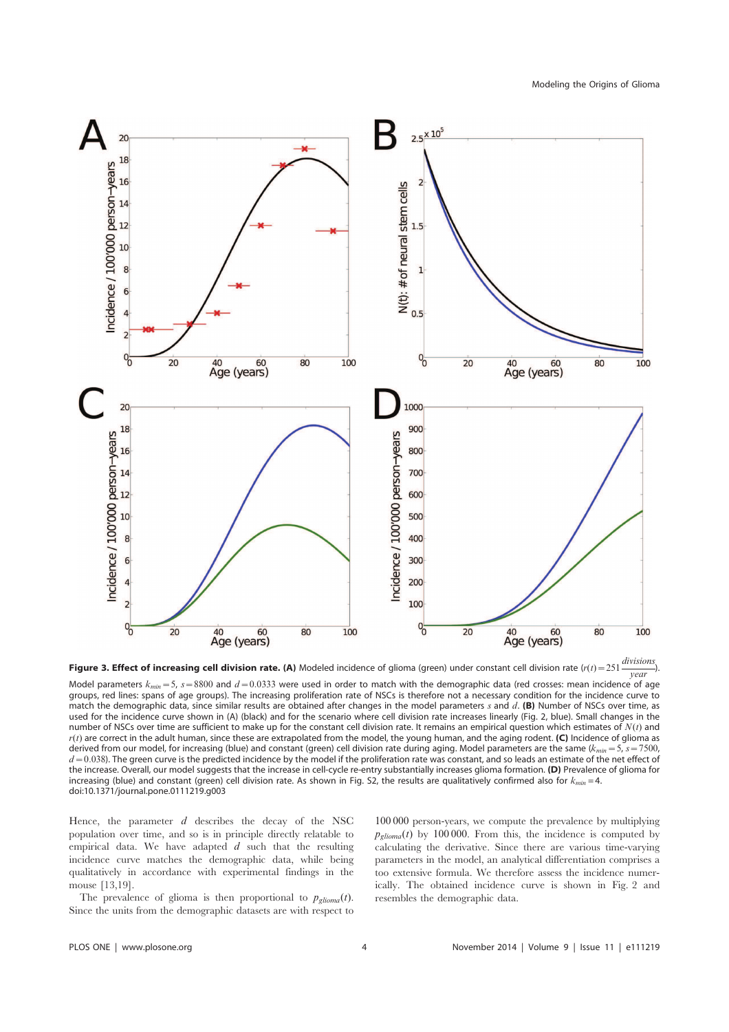**Figure 3. Effect of increasing cell division rate. (A)** Modeled incidence of glioma (green) under constant cell division rate ($r(t) = 251 \frac{divisions}{year}$). Model parameters $k_{min} = 5$, $s = 8800$ and $d = 0.0333$ were used in order to match with the demographic data (red crosses: mean incidence of age groups, red lines: spans of age groups). The increasing proliferation rate of NSCs is therefore not a necessary condition for the incidence curve to match the demographic data, since similar results are obtained after changes in the model parameters $s$ and $d$. **(B)** Number of NSCs over time, as used for the incidence curve shown in (A) (black) and for the scenario where cell division rate increases linearly (Fig. 2, blue). Small changes in the number of NSCs over time are sufficient to make up for the constant cell division rate. It remains an empirical question which estimates of $N(t)$ and $r(t)$ are correct in the adult human, since these are extrapolated from the model, the young human, and the aging rodent. **(C)** Incidence of glioma as derived from our model, for increasing (blue) and constant (green) cell division rate during aging. Model parameters are the same ($k_{min} = 5$, $s = 7500$, $d = 0.038$). The green curve is the predicted incidence by the model if the proliferation rate was constant, and so leads an estimate of the net effect of the increase. Overall, our model suggests that the increase in cell-cycle re-entry substantially increases glioma formation. **(D)** Prevalence of glioma for increasing (blue) and constant (green) cell division rate. As shown in Fig. S2, the results are qualitatively confirmed also for $k_{min} = 4$.
doi:10.1371/journal.pone.0111219.g003

Hence, the parameter $d$ describes the decay of the NSC population over time, and so is in principle directly relatable to empirical data. We have adapted $d$ such that the resulting incidence curve matches the demographic data, while being qualitatively in accordance with experimental findings in the mouse [13,19].

The prevalence of glioma is then proportional to $p_{glioma}(t)$. Since the units from the demographic datasets are with respect to 100 000 person-years, we compute the prevalence by multiplying $p_{glioma}(t)$ by 100 000. From this, the incidence is computed by calculating the derivative. Since there are various time-varying parameters in the model, an analytical differentiation comprises a too extensive formula. We therefore assess the incidence numerically. The obtained incidence curve is shown in Fig. 2 and resembles the demographic data.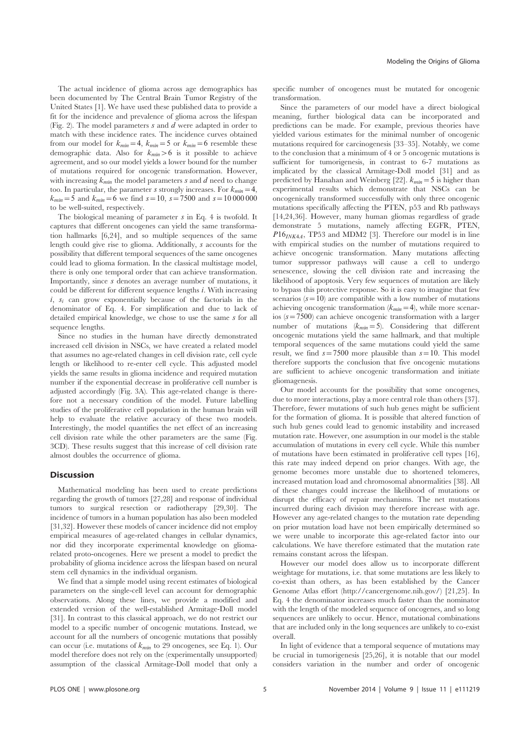The actual incidence of glioma across age demographics has been documented by The Central Brain Tumor Registry of the United States [1]. We have used these published data to provide a fit for the incidence and prevalence of glioma across the lifespan (Fig. 2). The model parameters $s$ and $d$ were adapted in order to match with these incidence rates. The incidence curves obtained from our model for $k_{min}=4$, $k_{min}=5$ or $k_{min}=6$ resemble these demographic data. Also for $k_{min}>6$ is it possible to achieve agreement, and so our model yields a lower bound for the number of mutations required for oncogenic transformation. However, with increasing $k_{min}$ the model parameters $s$ and $d$ need to change too. In particular, the parameter $s$ strongly increases. For $k_{min}=4$, $k_{min}=5$ and $k_{min}=6$ we find $s=10$, $s=7500$ and $s=10\,000\,000$ to be well-suited, respectively.

The biological meaning of parameter $s$ in Eq. 4 is twofold. It captures that different oncogenes can yield the same transformation hallmarks [6,24], and so multiple sequences of the same length could give rise to glioma. Additionally, $s$ accounts for the possibility that different temporal sequences of the same oncogenes could lead to glioma formation. In the classical multistage model, there is only one temporal order that can achieve transformation. Importantly, since $s$ denotes an average number of mutations, it could be different for different sequence lengths $i$. With increasing $i$, $s_i$ can grow exponentially because of the factorials in the denominator of Eq. 4. For simplification and due to lack of detailed empirical knowledge, we chose to use the same $s$ for all sequence lengths.

Since no studies in the human have directly demonstrated increased cell division in NSCs, we have created a related model that assumes no age-related changes in cell division rate, cell cycle length or likelihood to re-enter cell cycle. This adjusted model yields the same results in glioma incidence and required mutation number if the exponential decrease in proliferative cell number is adjusted accordingly (Fig. 3A). This age-related change is therefore not a necessary condition of the model. Future labelling studies of the proliferative cell population in the human brain will help to evaluate the relative accuracy of these two models. Interestingly, the model quantifies the net effect of an increasing cell division rate while the other parameters are the same (Fig. 3CD). These results suggest that this increase of cell division rate almost doubles the occurrence of glioma.

## Discussion

Mathematical modeling has been used to create predictions regarding the growth of tumors [27,28] and response of individual tumors to surgical resection or radiotherapy [29,30]. The incidence of tumors in a human population has also been modeled [31,32]. However these models of cancer incidence did not employ empirical measures of age-related changes in cellular dynamics, nor did they incorporate experimental knowledge on glioma-related proto-oncogenes. Here we present a model to predict the probability of glioma incidence across the lifespan based on neural stem cell dynamics in the individual organism.

We find that a simple model using recent estimates of biological parameters on the single-cell level can account for demographic observations. Along these lines, we provide a modified and extended version of the well-established Armitage-Doll model [31]. In contrast to this classical approach, we do not restrict our model to a specific number of oncogenic mutations. Instead, we account for all the numbers of oncogenic mutations that possibly can occur (i.e. mutations of $k_{min}$ to 29 oncogenes, see Eq. 1). Our model therefore does not rely on the (experimentally unsupported) assumption of the classical Armitage-Doll model that only a specific number of oncogenes must be mutated for oncogenic transformation.

Since the parameters of our model have a direct biological meaning, further biological data can be incorporated and predictions can be made. For example, previous theories have yielded various estimates for the minimal number of oncogenic mutations required for carcinogenesis [33–35]. Notably, we come to the conclusion that a minimum of 4 or 5 oncogenic mutations is sufficient for tumorigenesis, in contrast to 6-7 mutations as implicated by the classical Armitage-Doll model [31] and as predicted by Hanahan and Weinberg [22]. $k_{min}=5$ is higher than experimental results which demonstrate that NSCs can be oncogenically transformed successfully with only three oncogenic mutations specifically affecting the PTEN, p53 and Rb pathways [14,24,36]. However, many human gliomas regardless of grade demonstrate 5 mutations, namely affecting EGFR, PTEN, $P16_{INK4A}$, TP53 and MDM2 [3]. Therefore our model is in line with empirical studies on the number of mutations required to achieve oncogenic transformation. Many mutations affecting tumor suppressor pathways will cause a cell to undergo senescence, slowing the cell division rate and increasing the likelihood of apoptosis. Very few sequences of mutation are likely to bypass this protective response. So it is easy to imagine that few scenarios ($s=10$) are compatible with a low number of mutations achieving oncogenic transformation ($k_{min}=4$), while more scenarios ($s=7500$) can achieve oncogenic transformation with a larger number of mutations ($k_{min}=5$). Considering that different oncogenic mutations yield the same hallmark, and that multiple temporal sequences of the same mutations could yield the same result, we find $s=7500$ more plausible than $s=10$. This model therefore supports the conclusion that five oncogenic mutations are sufficient to achieve oncogenic transformation and initiate gliomagenesis.

Our model accounts for the possibility that some oncogenes, due to more interactions, play a more central role than others [37]. Therefore, fewer mutations of such hub genes might be sufficient for the formation of glioma. It is possible that altered function of such hub genes could lead to genomic instability and increased mutation rate. However, one assumption in our model is the stable accumulation of mutations in every cell cycle. While this number of mutations have been estimated in proliferative cell types [16], this rate may indeed depend on prior changes. With age, the genome becomes more unstable due to shortened telomeres, increased mutation load and chromosomal abnormalities [38]. All of these changes could increase the likelihood of mutations or disrupt the efficacy of repair mechanisms. The net mutations incurred during each division may therefore increase with age. However any age-related changes to the mutation rate depending on prior mutation load have not been empirically determined so we were unable to incorporate this age-related factor into our calculations. We have therefore estimated that the mutation rate remains constant across the lifespan.

However our model does allow us to incorporate different weightage for mutations, i.e. that some mutations are less likely to co-exist than others, as has been established by the Cancer Genome Atlas effort (http://cancergenome.nih.gov/) [21,25]. In Eq. 4 the denominator increases much faster than the nominator with the length of the modeled sequence of oncogenes, and so long sequences are unlikely to occur. Hence, mutational combinations that are included only in the long sequences are unlikely to co-exist overall.

In light of evidence that a temporal sequence of mutations may be crucial in tumorigenesis [25,26], it is notable that our model considers variation in the number and order of oncogenic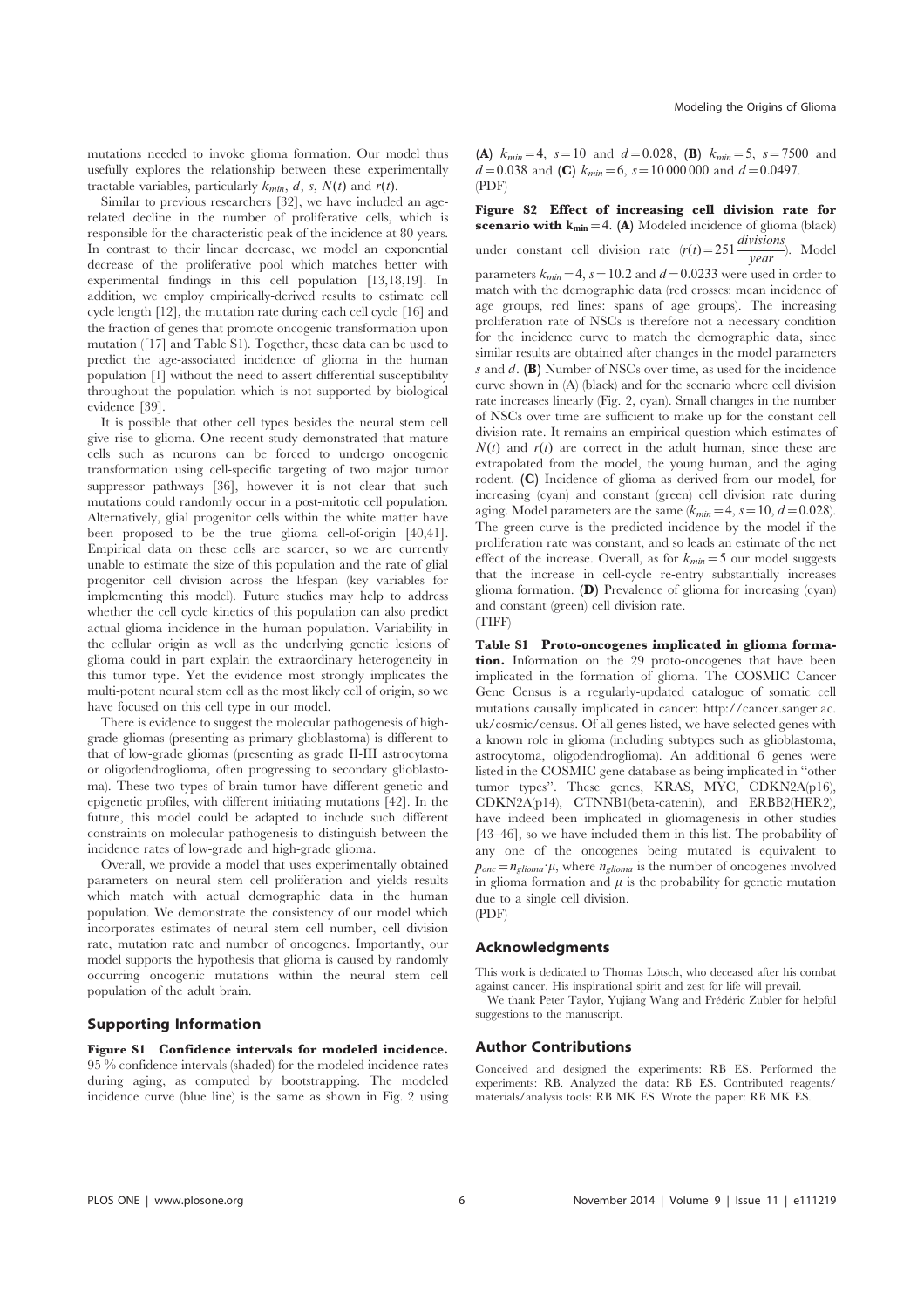mutations needed to invoke glioma formation. Our model thus usefully explores the relationship between these experimentally tractable variables, particularly $k_{min}$, $d$, $s$, $N(t)$ and $r(t)$.

Similar to previous researchers [32], we have included an age-related decline in the number of proliferative cells, which is responsible for the characteristic peak of the incidence at 80 years. In contrast to their linear decrease, we model an exponential decrease of the proliferative pool which matches better with experimental findings in this cell population [13,18,19]. In addition, we employ empirically-derived results to estimate cell cycle length [12], the mutation rate during each cell cycle [16] and the fraction of genes that promote oncogenic transformation upon mutation ([17] and Table S1). Together, these data can be used to predict the age-associated incidence of glioma in the human population [1] without the need to assert differential susceptibility throughout the population which is not supported by biological evidence [39].

It is possible that other cell types besides the neural stem cell give rise to glioma. One recent study demonstrated that mature cells such as neurons can be forced to undergo oncogenic transformation using cell-specific targeting of two major tumor suppressor pathways [36], however it is not clear that such mutations could randomly occur in a post-mitotic cell population. Alternatively, glial progenitor cells within the white matter have been proposed to be the true glioma cell-of-origin [40,41]. Empirical data on these cells are scarcer, so we are currently unable to estimate the size of this population and the rate of glial progenitor cell division across the lifespan (key variables for implementing this model). Future studies may help to address whether the cell cycle kinetics of this population can also predict actual glioma incidence in the human population. Variability in the cellular origin as well as the underlying genetic lesions of glioma could in part explain the extraordinary heterogeneity in this tumor type. Yet the evidence most strongly implicates the multi-potent neural stem cell as the most likely cell of origin, so we have focused on this cell type in our model.

There is evidence to suggest the molecular pathogenesis of high-grade gliomas (presenting as primary glioblastoma) is different to that of low-grade gliomas (presenting as grade II-III astrocytoma or oligodendroglioma, often progressing to secondary glioblastoma). These two types of brain tumor have different genetic and epigenetic profiles, with different initiating mutations [42]. In the future, this model could be adapted to include such different constraints on molecular pathogenesis to distinguish between the incidence rates of low-grade and high-grade glioma.

Overall, we provide a model that uses experimentally obtained parameters on neural stem cell proliferation and yields results which match with actual demographic data in the human population. We demonstrate the consistency of our model which incorporates estimates of neural stem cell number, cell division rate, mutation rate and number of oncogenes. Importantly, our model supports the hypothesis that glioma is caused by randomly occurring oncogenic mutations within the neural stem cell population of the adult brain.

## Supporting Information

**Figure S1 Confidence intervals for modeled incidence.** 95 % confidence intervals (shaded) for the modeled incidence rates during aging, as computed by bootstrapping. The modeled incidence curve (blue line) is the same as shown in Fig. 2 using **(A)** $k_{min}=4$, $s=10$ and $d=0.028$, **(B)** $k_{min}=5$, $s=7500$ and $d=0.038$ and **(C)** $k_{min}=6$, $s=10\,000\,000$ and $d=0.0497$.
(PDF)

**Figure S2 Effect of increasing cell division rate for scenario with $k_{min}=4$.** **(A)** Modeled incidence of glioma (black) under constant cell division rate ($r(t)=251\frac{divisions}{year}$). Model parameters $k_{min}=4$, $s=10.2$ and $d=0.0233$ were used in order to match with the demographic data (red crosses: mean incidence of age groups, red lines: spans of age groups). The increasing proliferation rate of NSCs is therefore not a necessary condition for the incidence curve to match the demographic data, since similar results are obtained after changes in the model parameters $s$ and $d$. **(B)** Number of NSCs over time, as used for the incidence curve shown in (A) (black) and for the scenario where cell division rate increases linearly (Fig. 2, cyan). Small changes in the number of NSCs over time are sufficient to make up for the constant cell division rate. It remains an empirical question which estimates of $N(t)$ and $r(t)$ are correct in the adult human, since these are extrapolated from the model, the young human, and the aging rodent. **(C)** Incidence of glioma as derived from our model, for increasing (cyan) and constant (green) cell division rate during aging. Model parameters are the same ($k_{min}=4$, $s=10$, $d=0.028$). The green curve is the predicted incidence by the model if the proliferation rate was constant, and so leads an estimate of the net effect of the increase. Overall, as for $k_{min}=5$ our model suggests that the increase in cell-cycle re-entry substantially increases glioma formation. **(D)** Prevalence of glioma for increasing (cyan) and constant (green) cell division rate.
(TIFF)

**Table S1 Proto-oncogenes implicated in glioma formation.** Information on the 29 proto-oncogenes that have been implicated in the formation of glioma. The COSMIC Cancer Gene Census is a regularly-updated catalogue of somatic cell mutations causally implicated in cancer: http://cancer.sanger.ac.uk/cosmic/census. Of all genes listed, we have selected genes with a known role in glioma (including subtypes such as glioblastoma, astrocytoma, oligodendroglioma). An additional 6 genes were listed in the COSMIC gene database as being implicated in "other tumor types". These genes, KRAS, MYC, CDKN2A(p16), CDKN2A(p14), CTNNB1(beta-catenin), and ERBB2(HER2), have indeed been implicated in gliomagenesis in other studies [43–46], so we have included them in this list. The probability of any one of the oncogenes being mutated is equivalent to $p_{onc}=n_{glioma}\cdot\mu$, where $n_{glioma}$ is the number of oncogenes involved in glioma formation and $\mu$ is the probability for genetic mutation due to a single cell division.
(PDF)

## Acknowledgments

This work is dedicated to Thomas Lötsch, who deceased after his combat against cancer. His inspirational spirit and zest for life will prevail.

We thank Peter Taylor, Yujiang Wang and Frédéric Zubler for helpful suggestions to the manuscript.

## Author Contributions

Conceived and designed the experiments: RB ES. Performed the experiments: RB. Analyzed the data: RB ES. Contributed reagents/materials/analysis tools: RB MK ES. Wrote the paper: RB MK ES.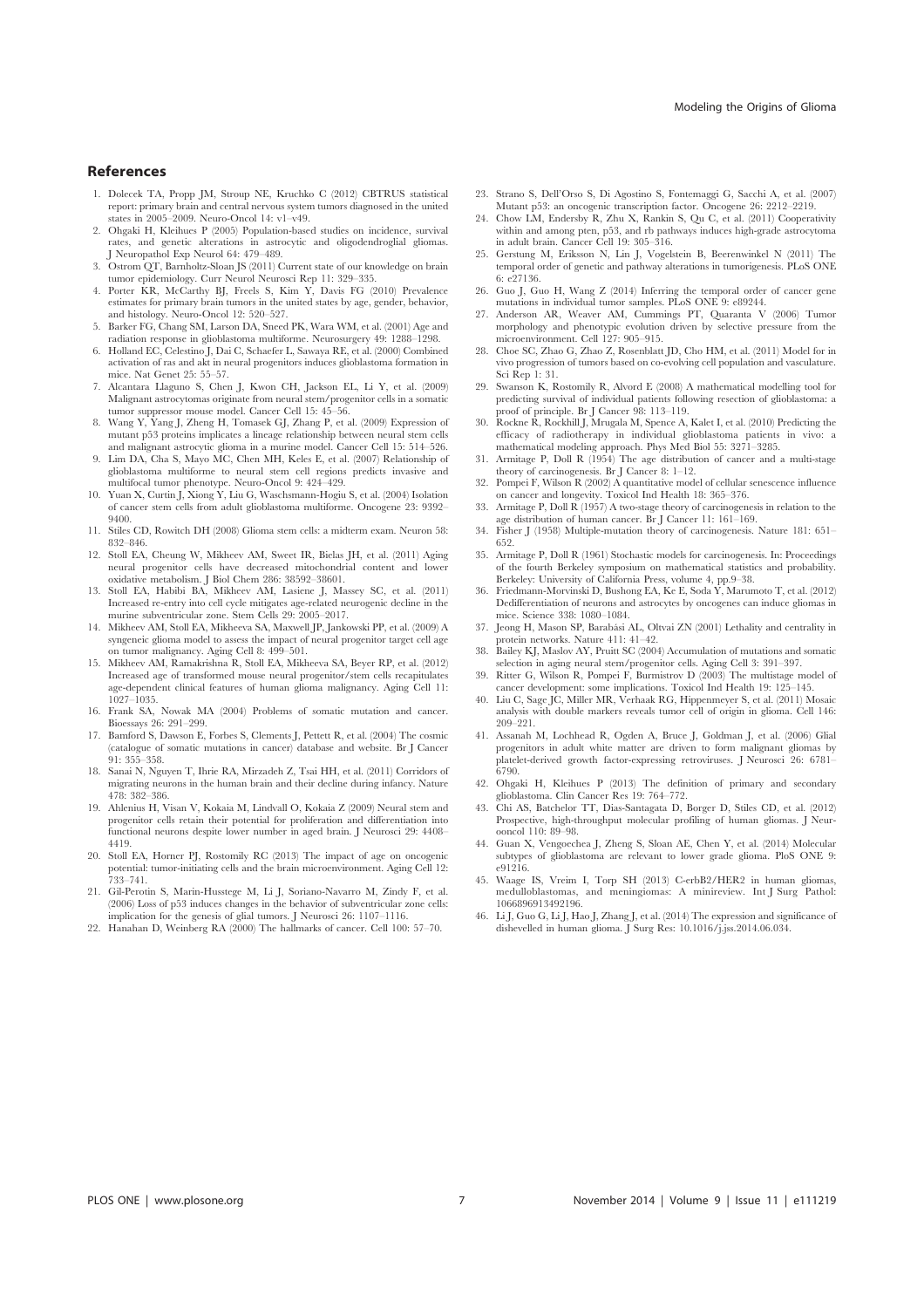## References

1. Dolecek TA, Propp JM, Stroup NE, Kruchko C (2012) CBTRUS statistical report: primary brain and central nervous system tumors diagnosed in the united states in 2005–2009. Neuro-Oncol 14: v1–v49.
2. Ohgaki H, Kleihues P (2005) Population-based studies on incidence, survival rates, and genetic alterations in astrocytic and oligodendroglial gliomas. J Neuropathol Exp Neurol 64: 479–489.
3. Ostrom QT, Barnholtz-Sloan JS (2011) Current state of our knowledge on brain tumor epidemiology. Curr Neurol Neurosci Rep 11: 329–335.
4. Porter KR, McCarthy BJ, Freels S, Kim Y, Davis FG (2010) Prevalence estimates for primary brain tumors in the united states by age, gender, behavior, and histology. Neuro-Oncol 12: 520–527.
5. Barker FG, Chang SM, Larson DA, Sneed PK, Wara WM, et al. (2001) Age and radiation response in glioblastoma multiforme. Neurosurgery 49: 1288–1298.
6. Holland EC, Celestino J, Dai C, Schaefer L, Sawaya RE, et al. (2000) Combined activation of ras and akt in neural progenitors induces glioblastoma formation in mice. Nat Genet 25: 55–57.
7. Alcantara Llaguno S, Chen J, Kwon CH, Jackson EL, Li Y, et al. (2009) Malignant astrocytomas originate from neural stem/progenitor cells in a somatic tumor suppressor mouse model. Cancer Cell 15: 45–56.
8. Wang Y, Yang J, Zheng H, Tomasek GJ, Zhang P, et al. (2009) Expression of mutant p53 proteins implicates a lineage relationship between neural stem cells and malignant astrocytic glioma in a murine model. Cancer Cell 15: 514–526.
9. Lim DA, Cha S, Mayo MC, Chen MH, Keles E, et al. (2007) Relationship of glioblastoma multiforme to neural stem cell regions predicts invasive and multifocal tumor phenotype. Neuro-Oncol 9: 424–429.
10. Yuan X, Curtin J, Xiong Y, Liu G, Waschsmann-Hogiu S, et al. (2004) Isolation of cancer stem cells from adult glioblastoma multiforme. Oncogene 23: 9392–9400.
11. Stiles CD, Rowitch DH (2008) Glioma stem cells: a midterm exam. Neuron 58: 832–846.
12. Stoll EA, Cheung W, Mikheev AM, Sweet IR, Bielas JH, et al. (2011) Aging neural progenitor cells have decreased mitochondrial content and lower oxidative metabolism. J Biol Chem 286: 38592–38601.
13. Stoll EA, Habibi BA, Mikheev AM, Lasiene J, Massey SC, et al. (2011) Increased re-entry into cell cycle mitigates age-related neurogenic decline in the murine subventricular zone. Stem Cells 29: 2005–2017.
14. Mikheev AM, Stoll EA, Mikheeva SA, Maxwell JP, Jankowski PP, et al. (2009) A syngeneic glioma model to assess the impact of neural progenitor target cell age on tumor malignancy. Aging Cell 8: 499–501.
15. Mikheev AM, Ramakrishna R, Stoll EA, Mikheeva SA, Beyer RP, et al. (2012) Increased age of transformed mouse neural progenitor/stem cells recapitulates age-dependent clinical features of human glioma malignancy. Aging Cell 11: 1027–1035.
16. Frank SA, Nowak MA (2004) Problems of somatic mutation and cancer. Bioessays 26: 291–299.
17. Bamford S, Dawson E, Forbes S, Clements J, Pettett R, et al. (2004) The cosmic (catalogue of somatic mutations in cancer) database and website. Br J Cancer 91: 355–358.
18. Sanai N, Nguyen T, Ihrie RA, Mirzadeh Z, Tsai HH, et al. (2011) Corridors of migrating neurons in the human brain and their decline during infancy. Nature 478: 382–386.
19. Ahlenius H, Visan V, Kokaia M, Lindvall O, Kokaia Z (2009) Neural stem and progenitor cells retain their potential for proliferation and differentiation into functional neurons despite lower number in aged brain. J Neurosci 29: 4408–4419.
20. Stoll EA, Horner PJ, Rostomily RC (2013) The impact of age on oncogenic potential: tumor-initiating cells and the brain microenvironment. Aging Cell 12: 733–741.
21. Gil-Perotin S, Marin-Husstege M, Li J, Soriano-Navarro M, Zindy F, et al. (2006) Loss of p53 induces changes in the behavior of subventricular zone cells: implication for the genesis of glial tumors. J Neurosci 26: 1107–1116.
22. Hanahan D, Weinberg RA (2000) The hallmarks of cancer. Cell 100: 57–70.
23. Strano S, Dell'Orso S, Di Agostino S, Fontemaggi G, Sacchi A, et al. (2007) Mutant p53: an oncogenic transcription factor. Oncogene 26: 2212–2219.
24. Chow LM, Endersby R, Zhu X, Rankin S, Qu C, et al. (2011) Cooperativity within and among pten, p53, and rb pathways induces high-grade astrocytoma in adult brain. Cancer Cell 19: 305–316.
25. Gerstung M, Eriksson N, Lin J, Vogelstein B, Beerenwinkel N (2011) The temporal order of genetic and pathway alterations in tumorigenesis. PLoS ONE 6: e27136.
26. Guo J, Guo H, Wang Z (2014) Inferring the temporal order of cancer gene mutations in individual tumor samples. PLoS ONE 9: e89244.
27. Anderson AR, Weaver AM, Cummings PT, Quaranta V (2006) Tumor morphology and phenotypic evolution driven by selective pressure from the microenvironment. Cell 127: 905–915.
28. Choe SC, Zhao G, Zhao Z, Rosenblatt JD, Cho HM, et al. (2011) Model for in vivo progression of tumors based on co-evolving cell population and vasculature. Sci Rep 1: 31.
29. Swanson K, Rostomily R, Alvord E (2008) A mathematical modelling tool for predicting survival of individual patients following resection of glioblastoma: a proof of principle. Br J Cancer 98: 113–119.
30. Rockne R, Rockhill J, Mrugala M, Spence A, Kalet I, et al. (2010) Predicting the efficacy of radiotherapy in individual glioblastoma patients in vivo: a mathematical modeling approach. Phys Med Biol 55: 3271–3285.
31. Armitage P, Doll R (1954) The age distribution of cancer and a multi-stage theory of carcinogenesis. Br J Cancer 8: 1–12.
32. Pompei F, Wilson R (2002) A quantitative model of cellular senescence influence on cancer and longevity. Toxicol Ind Health 18: 365–376.
33. Armitage P, Doll R (1957) A two-stage theory of carcinogenesis in relation to the age distribution of human cancer. Br J Cancer 11: 161–169.
34. Fisher J (1958) Multiple-mutation theory of carcinogenesis. Nature 181: 651–652.
35. Armitage P, Doll R (1961) Stochastic models for carcinogenesis. In: Proceedings of the fourth Berkeley symposium on mathematical statistics and probability. Berkeley: University of California Press, volume 4, pp.9–38.
36. Friedmann-Morvinski D, Bushong EA, Ke E, Soda Y, Marumoto T, et al. (2012) Dedifferentiation of neurons and astrocytes by oncogenes can induce gliomas in mice. Science 338: 1080–1084.
37. Jeong H, Mason SP, Barabási AL, Oltvai ZN (2001) Lethality and centrality in protein networks. Nature 411: 41–42.
38. Bailey KJ, Maslov AY, Pruitt SC (2004) Accumulation of mutations and somatic selection in aging neural stem/progenitor cells. Aging Cell 3: 391–397.
39. Ritter G, Wilson R, Pompei F, Burmistrov D (2003) The multistage model of cancer development: some implications. Toxicol Ind Health 19: 125–145.
40. Liu C, Sage JC, Miller MR, Verhaak RG, Hippenmeyer S, et al. (2011) Mosaic analysis with double markers reveals tumor cell of origin in glioma. Cell 146: 209–221.
41. Assanah M, Lochhead R, Ogden A, Bruce J, Goldman J, et al. (2006) Glial progenitors in adult white matter are driven to form malignant gliomas by platelet-derived growth factor-expressing retroviruses. J Neurosci 26: 6781–6790.
42. Ohgaki H, Kleihues P (2013) The definition of primary and secondary glioblastoma. Clin Cancer Res 19: 764–772.
43. Chi AS, Batchelor TT, Dias-Santagata D, Borger D, Stiles CD, et al. (2012) Prospective, high-throughput molecular profiling of human gliomas. J Neurooncol 110: 89–98.
44. Guan X, Vengoechea J, Zheng S, Sloan AE, Chen Y, et al. (2014) Molecular subtypes of glioblastoma are relevant to lower grade glioma. PloS ONE 9: e91216.
45. Waage IS, Vreim I, Torp SH (2013) C-erbB2/HER2 in human gliomas, medulloblastomas, and meningiomas: A minireview. Int J Surg Pathol: 1066896913492196.
46. Li J, Guo G, Li J, Hao J, Zhang J, et al. (2014) The expression and significance of dishevelled in human glioma. J Surg Res: 10.1016/j.jss.2014.06.034.